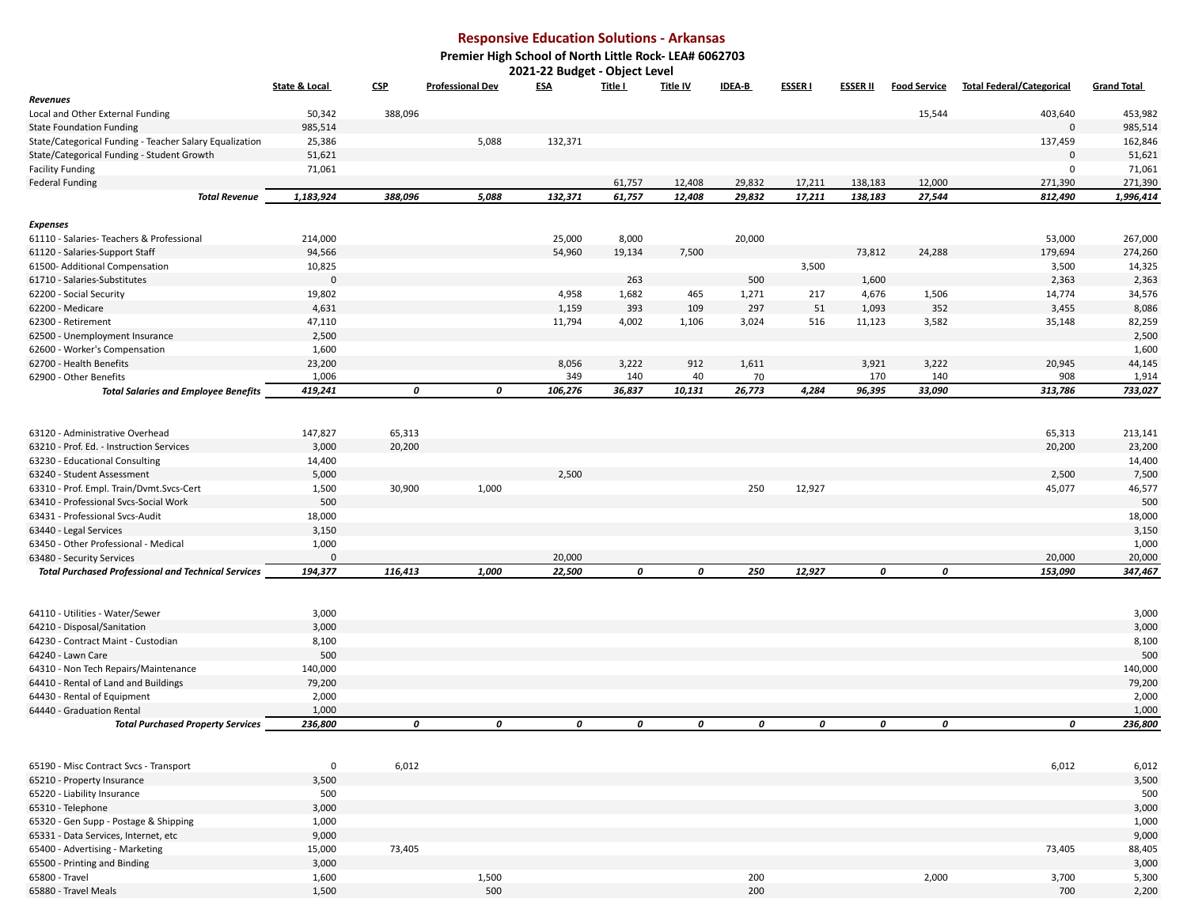# Responsive Education Solutions - Arkansas

## Premier High School of North Little Rock- LEA# 6062703

### 2021-22 Budget - Object Level

| | State & Local | CSP | Professional Dev | ESA | Title I | Title IV | IDEA-B | ESSER I | ESSER II | Food Service | Total Federal/Categorical | Grand Total |
|---|---|---|---|---|---|---|---|---|---|---|---|---|
| ***Revenues*** | | | | | | | | | | | | |
| Local and Other External Funding | 50,342 | 388,096 | | | | | | | | 15,544 | 403,640 | 453,982 |
| State Foundation Funding | 985,514 | | | | | | | | | | 0 | 985,514 |
| State/Categorical Funding - Teacher Salary Equalization | 25,386 | | 5,088 | 132,371 | | | | | | | 137,459 | 162,846 |
| State/Categorical Funding - Student Growth | 51,621 | | | | | | | | | | 0 | 51,621 |
| Facility Funding | 71,061 | | | | | | | | | | 0 | 71,061 |
| Federal Funding | | | | | 61,757 | 12,408 | 29,832 | 17,211 | 138,183 | 12,000 | 271,390 | 271,390 |
| ***Total Revenue*** | ***1,183,924*** | ***388,096*** | ***5,088*** | ***132,371*** | ***61,757*** | ***12,408*** | ***29,832*** | ***17,211*** | ***138,183*** | ***27,544*** | ***812,490*** | ***1,996,414*** |
| | | | | | | | | | | | | |
| ***Expenses*** | | | | | | | | | | | | |
| 61110 - Salaries- Teachers & Professional | 214,000 | | | 25,000 | 8,000 | | 20,000 | | | | 53,000 | 267,000 |
| 61120 - Salaries-Support Staff | 94,566 | | | 54,960 | 19,134 | 7,500 | | | 73,812 | 24,288 | 179,694 | 274,260 |
| 61500- Additional Compensation | 10,825 | | | | | | | 3,500 | | | 3,500 | 14,325 |
| 61710 - Salaries-Substitutes | 0 | | | | 263 | | 500 | | 1,600 | | 2,363 | 2,363 |
| 62200 - Social Security | 19,802 | | | 4,958 | 1,682 | 465 | 1,271 | 217 | 4,676 | 1,506 | 14,774 | 34,576 |
| 62200 - Medicare | 4,631 | | | 1,159 | 393 | 109 | 297 | 51 | 1,093 | 352 | 3,455 | 8,086 |
| 62300 - Retirement | 47,110 | | | 11,794 | 4,002 | 1,106 | 3,024 | 516 | 11,123 | 3,582 | 35,148 | 82,259 |
| 62500 - Unemployment Insurance | 2,500 | | | | | | | | | | | 2,500 |
| 62600 - Worker's Compensation | 1,600 | | | | | | | | | | | 1,600 |
| 62700 - Health Benefits | 23,200 | | | 8,056 | 3,222 | 912 | 1,611 | | 3,921 | 3,222 | 20,945 | 44,145 |
| 62900 - Other Benefits | 1,006 | | | 349 | 140 | 40 | 70 | | 170 | 140 | 908 | 1,914 |
| ***Total Salaries and Employee Benefits*** | ***419,241*** | ***0*** | ***0*** | ***106,276*** | ***36,837*** | ***10,131*** | ***26,773*** | ***4,284*** | ***96,395*** | ***33,090*** | ***313,786*** | ***733,027*** |
| | | | | | | | | | | | | |
| 63120 - Administrative Overhead | 147,827 | 65,313 | | | | | | | | | 65,313 | 213,141 |
| 63210 - Prof. Ed. - Instruction Services | 3,000 | 20,200 | | | | | | | | | 20,200 | 23,200 |
| 63230 - Educational Consulting | 14,400 | | | | | | | | | | | 14,400 |
| 63240 - Student Assessment | 5,000 | | | 2,500 | | | | | | | 2,500 | 7,500 |
| 63310 - Prof. Empl. Train/Dvmt.Svcs-Cert | 1,500 | 30,900 | 1,000 | | | | 250 | 12,927 | | | 45,077 | 46,577 |
| 63410 - Professional Svcs-Social Work | 500 | | | | | | | | | | | 500 |
| 63431 - Professional Svcs-Audit | 18,000 | | | | | | | | | | | 18,000 |
| 63440 - Legal Services | 3,150 | | | | | | | | | | | 3,150 |
| 63450 - Other Professional - Medical | 1,000 | | | | | | | | | | | 1,000 |
| 63480 - Security Services | 0 | | | 20,000 | | | | | | | 20,000 | 20,000 |
| ***Total Purchased Professional and Technical Services*** | ***194,377*** | ***116,413*** | ***1,000*** | ***22,500*** | ***0*** | ***0*** | ***250*** | ***12,927*** | ***0*** | ***0*** | ***153,090*** | ***347,467*** |
| | | | | | | | | | | | | |
| 64110 - Utilities - Water/Sewer | 3,000 | | | | | | | | | | | 3,000 |
| 64210 - Disposal/Sanitation | 3,000 | | | | | | | | | | | 3,000 |
| 64230 - Contract Maint - Custodian | 8,100 | | | | | | | | | | | 8,100 |
| 64240 - Lawn Care | 500 | | | | | | | | | | | 500 |
| 64310 - Non Tech Repairs/Maintenance | 140,000 | | | | | | | | | | | 140,000 |
| 64410 - Rental of Land and Buildings | 79,200 | | | | | | | | | | | 79,200 |
| 64430 - Rental of Equipment | 2,000 | | | | | | | | | | | 2,000 |
| 64440 - Graduation Rental | 1,000 | | | | | | | | | | | 1,000 |
| ***Total Purchased Property Services*** | ***236,800*** | ***0*** | ***0*** | ***0*** | ***0*** | ***0*** | ***0*** | ***0*** | ***0*** | ***0*** | ***0*** | ***236,800*** |
| | | | | | | | | | | | | |
| 65190 - Misc Contract Svcs - Transport | 0 | 6,012 | | | | | | | | | 6,012 | 6,012 |
| 65210 - Property Insurance | 3,500 | | | | | | | | | | | 3,500 |
| 65220 - Liability Insurance | 500 | | | | | | | | | | | 500 |
| 65310 - Telephone | 3,000 | | | | | | | | | | | 3,000 |
| 65320 - Gen Supp - Postage & Shipping | 1,000 | | | | | | | | | | | 1,000 |
| 65331 - Data Services, Internet, etc | 9,000 | | | | | | | | | | | 9,000 |
| 65400 - Advertising - Marketing | 15,000 | 73,405 | | | | | | | | | 73,405 | 88,405 |
| 65500 - Printing and Binding | 3,000 | | | | | | | | | | | 3,000 |
| 65800 - Travel | 1,600 | | 1,500 | | | | 200 | | | 2,000 | 3,700 | 5,300 |
| 65880 - Travel Meals | 1,500 | | 500 | | | | 200 | | | | 700 | 2,200 |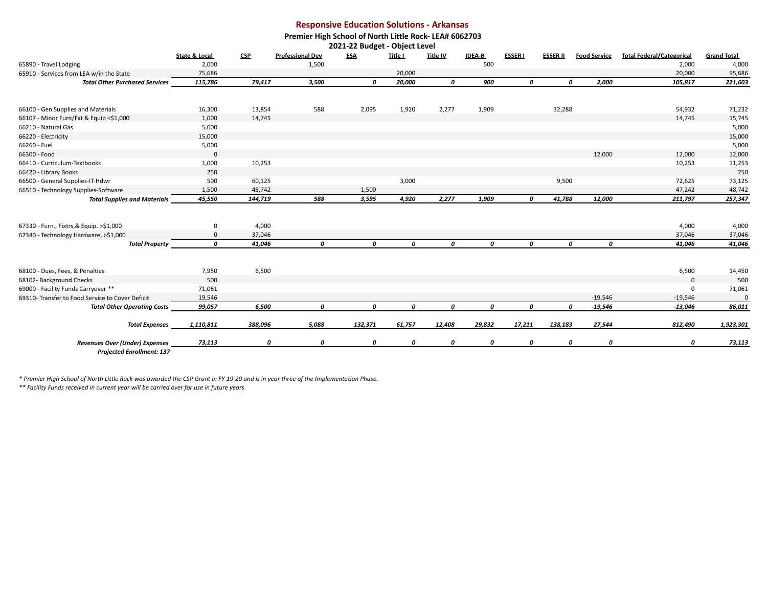# Responsive Education Solutions - Arkansas

## Premier High School of North Little Rock- LEA# 6062703

### 2021-22 Budget - Object Level

| | State & Local | CSP | Professional Dev | ESA | Title I | Title IV | IDEA-B | ESSER I | ESSER II | Food Service | Total Federal/Categorical | Grand Total |
|---|---|---|---|---|---|---|---|---|---|---|---|---|
| 65890 - Travel Lodging | 2,000 | | 1,500 | | | | 500 | | | | 2,000 | 4,000 |
| 65910 - Services from LEA w/in the State | 75,686 | | | | 20,000 | | | | | | 20,000 | 95,686 |
| ***Total Other Purchased Services*** | ***115,786*** | ***79,417*** | ***3,500*** | ***0*** | ***20,000*** | ***0*** | ***900*** | ***0*** | ***0*** | ***2,000*** | ***105,817*** | ***221,603*** |
| | | | | | | | | | | | | |
| 66100 - Gen Supplies and Materials | 16,300 | 13,854 | 588 | 2,095 | 1,920 | 2,277 | 1,909 | | 32,288 | | 54,932 | 71,232 |
| 66107 - Minor Furn/Fxt & Equip <$1,000 | 1,000 | 14,745 | | | | | | | | | 14,745 | 15,745 |
| 66210 - Natural Gas | 5,000 | | | | | | | | | | | 5,000 |
| 66220 - Electricity | 15,000 | | | | | | | | | | | 15,000 |
| 66260 - Fuel | 5,000 | | | | | | | | | | | 5,000 |
| 66300 - Food | 0 | | | | | | | | | 12,000 | 12,000 | 12,000 |
| 66410 - Curriculum-Textbooks | 1,000 | 10,253 | | | | | | | | | 10,253 | 11,253 |
| 66420 - Library Books | 250 | | | | | | | | | | | 250 |
| 66500 - General Supplies-IT-Hdwr | 500 | 60,125 | | | 3,000 | | | | 9,500 | | 72,625 | 73,125 |
| 66510 - Technology Supplies-Software | 1,500 | 45,742 | | 1,500 | | | | | | | 47,242 | 48,742 |
| ***Total Supplies and Materials*** | ***45,550*** | ***144,719*** | ***588*** | ***3,595*** | ***4,920*** | ***2,277*** | ***1,909*** | ***0*** | ***41,788*** | ***12,000*** | ***211,797*** | ***257,347*** |
| | | | | | | | | | | | | |
| 67330 - Furn., Fixtrs,& Equip. >$1,000 | 0 | 4,000 | | | | | | | | | 4,000 | 4,000 |
| 67340 - Technology Hardware, >$1,000 | 0 | 37,046 | | | | | | | | | 37,046 | 37,046 |
| ***Total Property*** | ***0*** | ***41,046*** | ***0*** | ***0*** | ***0*** | ***0*** | ***0*** | ***0*** | ***0*** | ***0*** | ***41,046*** | ***41,046*** |
| | | | | | | | | | | | | |
| 68100 - Dues, Fees, & Penalties | 7,950 | 6,500 | | | | | | | | | 6,500 | 14,450 |
| 68102- Background Checks | 500 | | | | | | | | | | 0 | 500 |
| 69000 - Facility Funds Carryover ** | 71,061 | | | | | | | | | | 0 | 71,061 |
| 69310- Transfer to Food Service to Cover Deficit | 19,546 | | | | | | | | | -19,546 | -19,546 | 0 |
| ***Total Other Operating Costs*** | ***99,057*** | ***6,500*** | ***0*** | ***0*** | ***0*** | ***0*** | ***0*** | ***0*** | ***0*** | ***-19,546*** | ***-13,046*** | ***86,011*** |
| | | | | | | | | | | | | |
| ***Total Expenses*** | ***1,110,811*** | ***388,096*** | ***5,088*** | ***132,371*** | ***61,757*** | ***12,408*** | ***29,832*** | ***17,211*** | ***138,183*** | ***27,544*** | ***812,490*** | ***1,923,301*** |
| | | | | | | | | | | | | |
| ***Revenues Over (Under) Expenses*** | ***73,113*** | ***0*** | ***0*** | ***0*** | ***0*** | ***0*** | ***0*** | ***0*** | ***0*** | ***0*** | ***0*** | ***73,113*** |
| ***Projected Enrollment: 137*** | | | | | | | | | | | | |

*\* Premier High School of North Little Rock was awarded the CSP Grant in FY 19-20 and is in year three of the Implementation Phase.*

*\*\* Facility Funds received in current year will be carried over for use in future years*